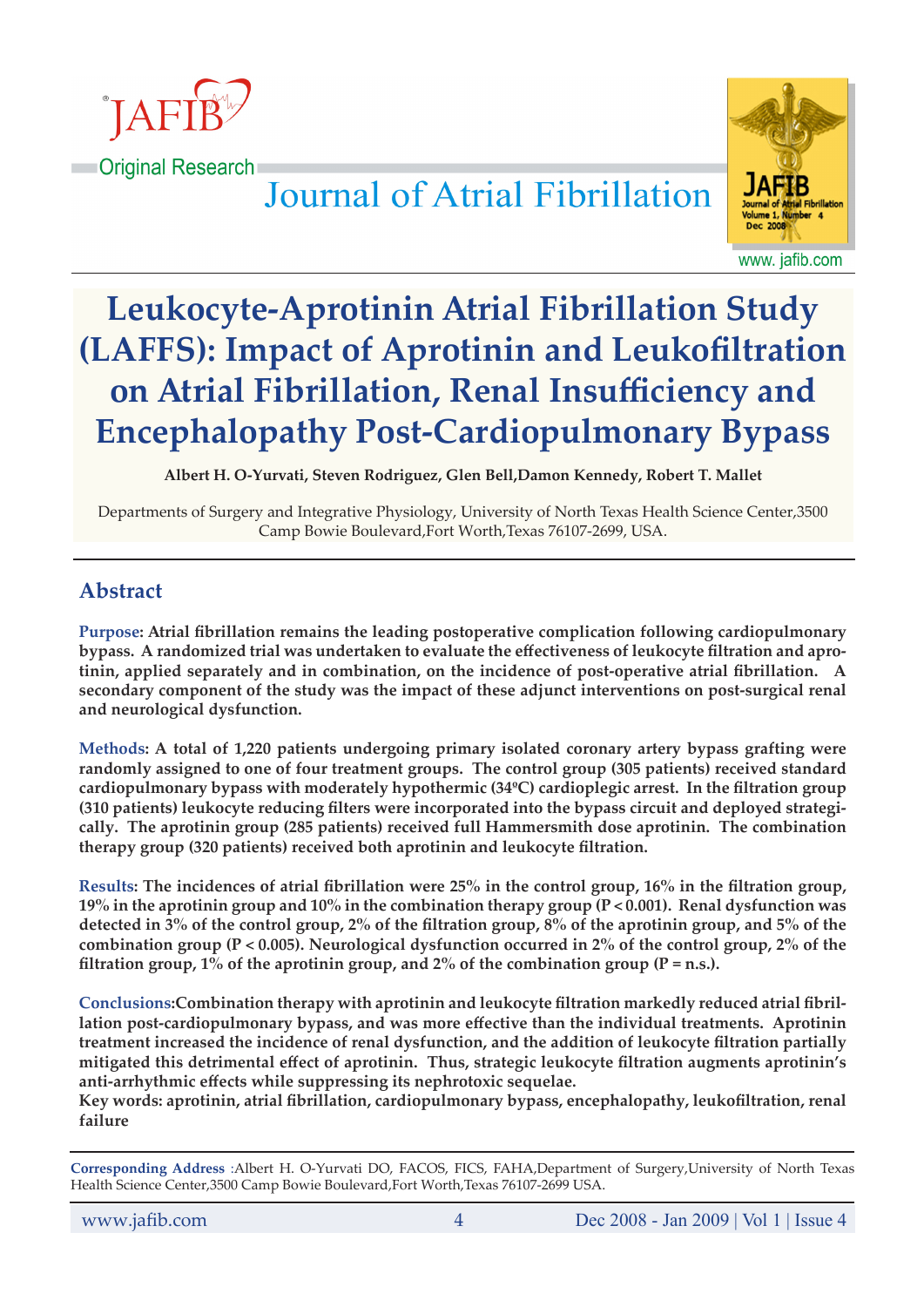Original Research

# Journal of Atrial Fibrillation

# Leukocyte-Aprotinin Atrial Fibrillation Study (LAFFS): Impact of Aprotinin and Leukofiltration on Atrial Fibrillation, Renal Insufficiency and Encephalopathy Post-Cardiopulmonary Bypass

**Albert H. O-Yurvati, Steven Rodriguez, Glen Bell,Damon Kennedy, Robert T. Mallet**

Departments of Surgery and Integrative Physiology, University of North Texas Health Science Center,3500 Camp Bowie Boulevard,Fort Worth,Texas 76107-2699, USA.

## Abstract

**Purpose: Atrial fibrillation remains the leading postoperative complication following cardiopulmonary bypass. A randomized trial was undertaken to evaluate the effectiveness of leukocyte filtration and aprotinin, applied separately and in combination, on the incidence of post-operative atrial fibrillation. A secondary component of the study was the impact of these adjunct interventions on post-surgical renal and neurological dysfunction.**

**Methods: A total of 1,220 patients undergoing primary isolated coronary artery bypass grafting were randomly assigned to one of four treatment groups. The control group (305 patients) received standard cardiopulmonary bypass with moderately hypothermic (34ºC) cardioplegic arrest. In the filtration group (310 patients) leukocyte reducing filters were incorporated into the bypass circuit and deployed strategically. The aprotinin group (285 patients) received full Hammersmith dose aprotinin. The combination therapy group (320 patients) received both aprotinin and leukocyte filtration.**

**Results: The incidences of atrial fibrillation were 25% in the control group, 16% in the filtration group, 19% in the aprotinin group and 10% in the combination therapy group ($P < 0.001$). Renal dysfunction was detected in 3% of the control group, 2% of the filtration group, 8% of the aprotinin group, and 5% of the combination group ($P < 0.005$). Neurological dysfunction occurred in 2% of the control group, 2% of the filtration group, 1% of the aprotinin group, and 2% of the combination group (P = n.s.).**

**Conclusions:Combination therapy with aprotinin and leukocyte filtration markedly reduced atrial fibrillation post-cardiopulmonary bypass, and was more effective than the individual treatments. Aprotinin treatment increased the incidence of renal dysfunction, and the addition of leukocyte filtration partially mitigated this detrimental effect of aprotinin. Thus, strategic leukocyte filtration augments aprotinin's anti-arrhythmic effects while suppressing its nephrotoxic sequelae.**

**Key words: aprotinin, atrial fibrillation, cardiopulmonary bypass, encephalopathy, leukofiltration, renal failure**

**Corresponding Address** :Albert H. O-Yurvati DO, FACOS, FICS, FAHA,Department of Surgery,University of North Texas Health Science Center,3500 Camp Bowie Boulevard,Fort Worth,Texas 76107-2699 USA.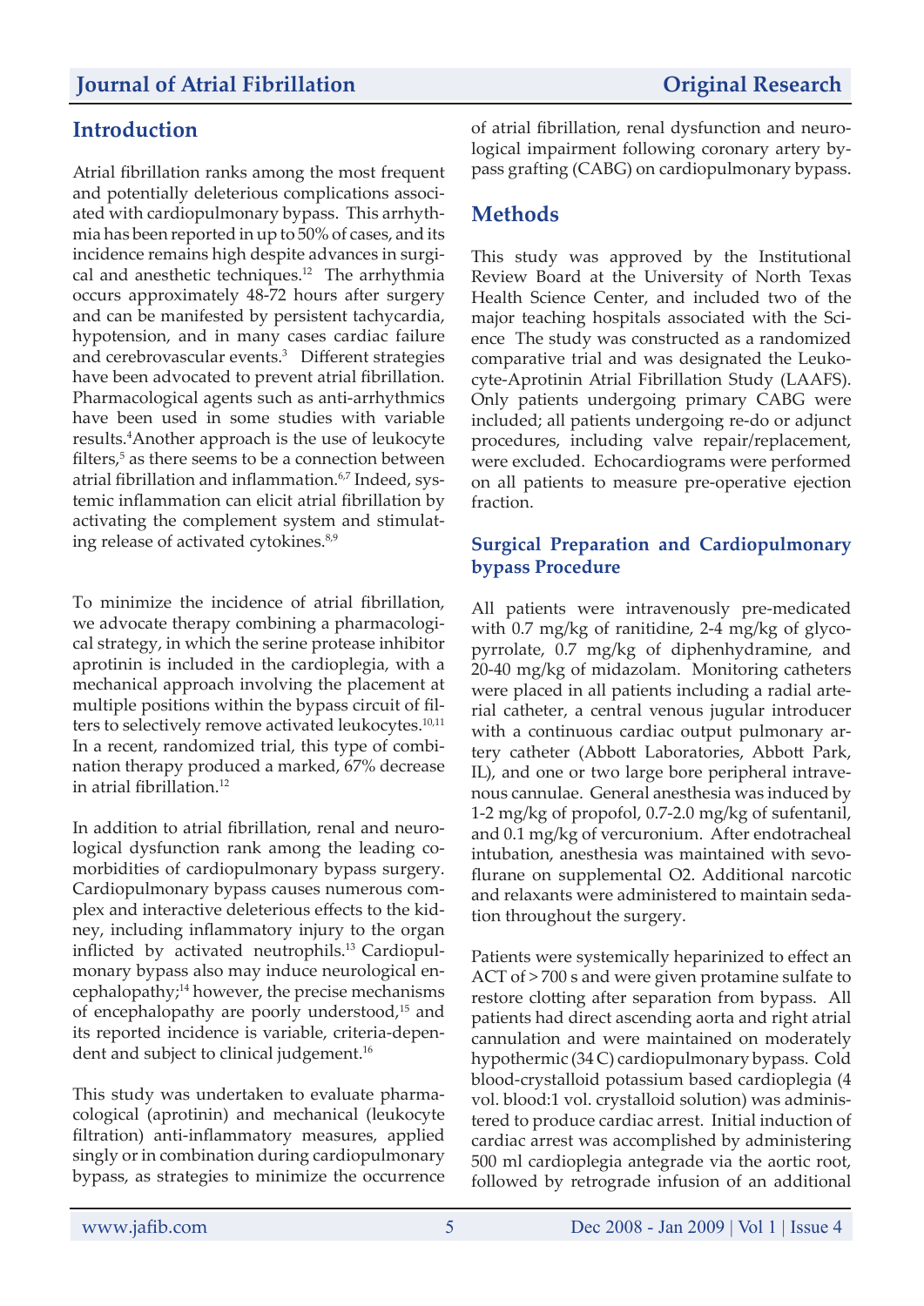## Introduction

Atrial fibrillation ranks among the most frequent and potentially deleterious complications associated with cardiopulmonary bypass. This arrhythmia has been reported in up to 50% of cases, and its incidence remains high despite advances in surgical and anesthetic techniques.[12] The arrhythmia occurs approximately 48-72 hours after surgery and can be manifested by persistent tachycardia, hypotension, and in many cases cardiac failure and cerebrovascular events.[3] Different strategies have been advocated to prevent atrial fibrillation. Pharmacological agents such as anti-arrhythmics have been used in some studies with variable results.[4] Another approach is the use of leukocyte filters,[5] as there seems to be a connection between atrial fibrillation and inflammation.[6,7] Indeed, systemic inflammation can elicit atrial fibrillation by activating the complement system and stimulating release of activated cytokines.[8,9]

To minimize the incidence of atrial fibrillation, we advocate therapy combining a pharmacological strategy, in which the serine protease inhibitor aprotinin is included in the cardioplegia, with a mechanical approach involving the placement at multiple positions within the bypass circuit of filters to selectively remove activated leukocytes.[10,11] In a recent, randomized trial, this type of combination therapy produced a marked, 67% decrease in atrial fibrillation.[12]

In addition to atrial fibrillation, renal and neurological dysfunction rank among the leading comorbidities of cardiopulmonary bypass surgery. Cardiopulmonary bypass causes numerous complex and interactive deleterious effects to the kidney, including inflammatory injury to the organ inflicted by activated neutrophils.[13] Cardiopulmonary bypass also may induce neurological encephalopathy;[14] however, the precise mechanisms of encephalopathy are poorly understood,[15] and its reported incidence is variable, criteria-dependent and subject to clinical judgement.[16]

This study was undertaken to evaluate pharmacological (aprotinin) and mechanical (leukocyte filtration) anti-inflammatory measures, applied singly or in combination during cardiopulmonary bypass, as strategies to minimize the occurrence of atrial fibrillation, renal dysfunction and neurological impairment following coronary artery bypass grafting (CABG) on cardiopulmonary bypass.

## Methods

This study was approved by the Institutional Review Board at the University of North Texas Health Science Center, and included two of the major teaching hospitals associated with the Science The study was constructed as a randomized comparative trial and was designated the Leukocyte-Aprotinin Atrial Fibrillation Study (LAAFS). Only patients undergoing primary CABG were included; all patients undergoing re-do or adjunct procedures, including valve repair/replacement, were excluded. Echocardiograms were performed on all patients to measure pre-operative ejection fraction.

### Surgical Preparation and Cardiopulmonary bypass Procedure

All patients were intravenously pre-medicated with 0.7 mg/kg of ranitidine, 2-4 mg/kg of glycopyrrolate, 0.7 mg/kg of diphenhydramine, and 20-40 mg/kg of midazolam. Monitoring catheters were placed in all patients including a radial arterial catheter, a central venous jugular introducer with a continuous cardiac output pulmonary artery catheter (Abbott Laboratories, Abbott Park, IL), and one or two large bore peripheral intravenous cannulae. General anesthesia was induced by 1-2 mg/kg of propofol, 0.7-2.0 mg/kg of sufentanil, and 0.1 mg/kg of vercuronium. After endotracheal intubation, anesthesia was maintained with sevoflurane on supplemental O2. Additional narcotic and relaxants were administered to maintain sedation throughout the surgery.

Patients were systemically heparinized to effect an ACT of >700 s and were given protamine sulfate to restore clotting after separation from bypass. All patients had direct ascending aorta and right atrial cannulation and were maintained on moderately hypothermic (34 C) cardiopulmonary bypass. Cold blood-crystalloid potassium based cardioplegia (4 vol. blood:1 vol. crystalloid solution) was administered to produce cardiac arrest. Initial induction of cardiac arrest was accomplished by administering 500 ml cardioplegia antegrade via the aortic root, followed by retrograde infusion of an additional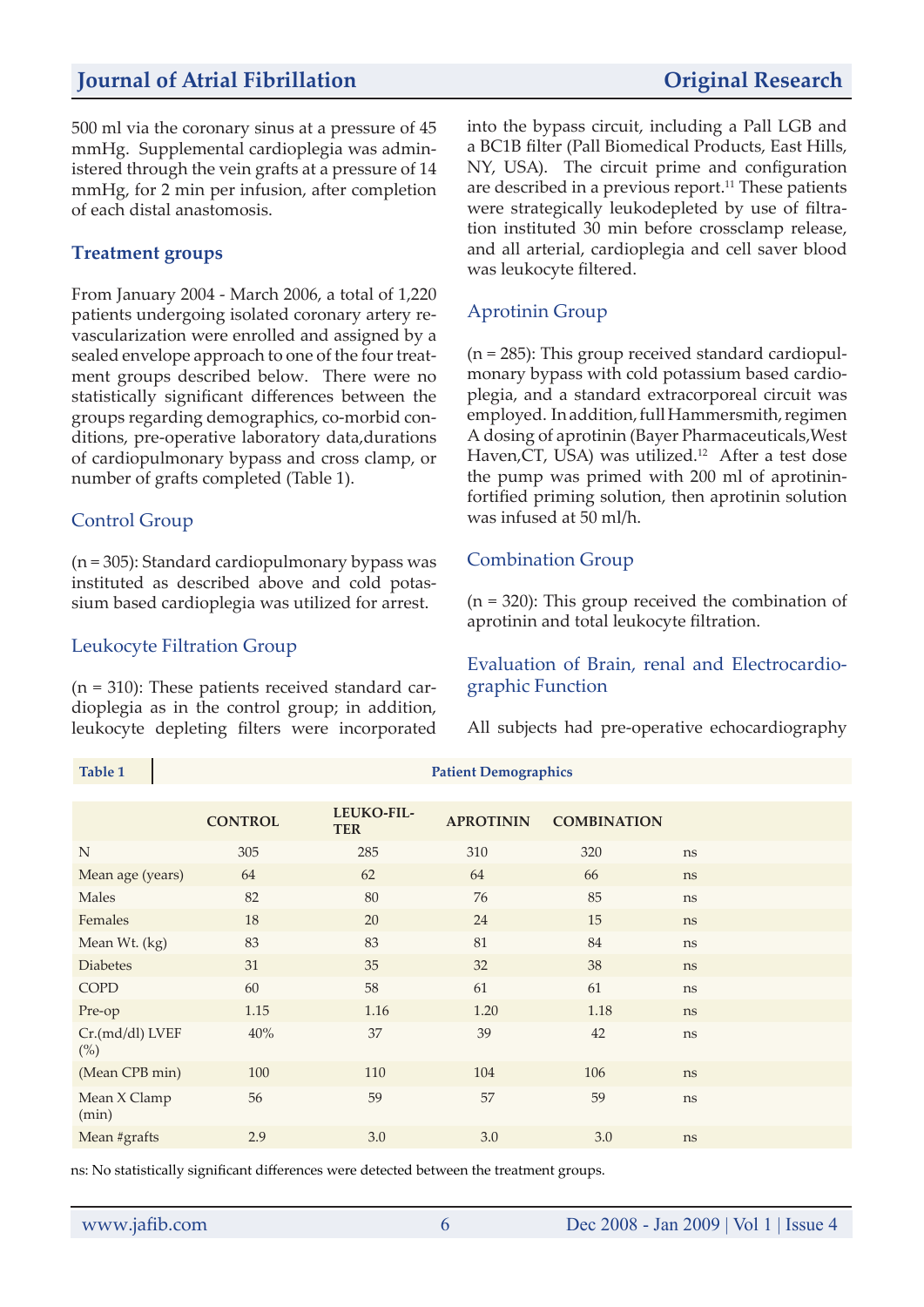500 ml via the coronary sinus at a pressure of 45 mmHg. Supplemental cardioplegia was administered through the vein grafts at a pressure of 14 mmHg, for 2 min per infusion, after completion of each distal anastomosis.

## Treatment groups

From January 2004 - March 2006, a total of 1,220 patients undergoing isolated coronary artery revascularization were enrolled and assigned by a sealed envelope approach to one of the four treatment groups described below. There were no statistically significant differences between the groups regarding demographics, co-morbid conditions, pre-operative laboratory data,durations of cardiopulmonary bypass and cross clamp, or number of grafts completed (Table 1).

### Control Group

(n = 305): Standard cardiopulmonary bypass was instituted as described above and cold potassium based cardioplegia was utilized for arrest.

### Leukocyte Filtration Group

(n = 310): These patients received standard cardioplegia as in the control group; in addition, leukocyte depleting filters were incorporated into the bypass circuit, including a Pall LGB and a BC1B filter (Pall Biomedical Products, East Hills, NY, USA). The circuit prime and configuration are described in a previous report.[11] These patients were strategically leukodepleted by use of filtration instituted 30 min before crossclamp release, and all arterial, cardioplegia and cell saver blood was leukocyte filtered.

### Aprotinin Group

(n = 285): This group received standard cardiopulmonary bypass with cold potassium based cardioplegia, and a standard extracorporeal circuit was employed. In addition, full Hammersmith, regimen A dosing of aprotinin (Bayer Pharmaceuticals,West Haven,CT, USA) was utilized.[12] After a test dose the pump was primed with 200 ml of aprotinin-fortified priming solution, then aprotinin solution was infused at 50 ml/h.

### Combination Group

(n = 320): This group received the combination of aprotinin and total leukocyte filtration.

### Evaluation of Brain, renal and Electrocardiographic Function

All subjects had pre-operative echocardiography

**Table 1** Patient Demographics

| | CONTROL | LEUKO-FILTER | APROTININ | COMBINATION | |
|---|---|---|---|---|---|
| N | 305 | 285 | 310 | 320 | ns |
| Mean age (years) | 64 | 62 | 64 | 66 | ns |
| Males | 82 | 80 | 76 | 85 | ns |
| Females | 18 | 20 | 24 | 15 | ns |
| Mean Wt. (kg) | 83 | 83 | 81 | 84 | ns |
| Diabetes | 31 | 35 | 32 | 38 | ns |
| COPD | 60 | 58 | 61 | 61 | ns |
| Pre-op | 1.15 | 1.16 | 1.20 | 1.18 | ns |
| Cr.(md/dl) LVEF (%) | 40% | 37 | 39 | 42 | ns |
| (Mean CPB min) | 100 | 110 | 104 | 106 | ns |
| Mean X Clamp (min) | 56 | 59 | 57 | 59 | ns |
| Mean #grafts | 2.9 | 3.0 | 3.0 | 3.0 | ns |

ns: No statistically significant differences were detected between the treatment groups.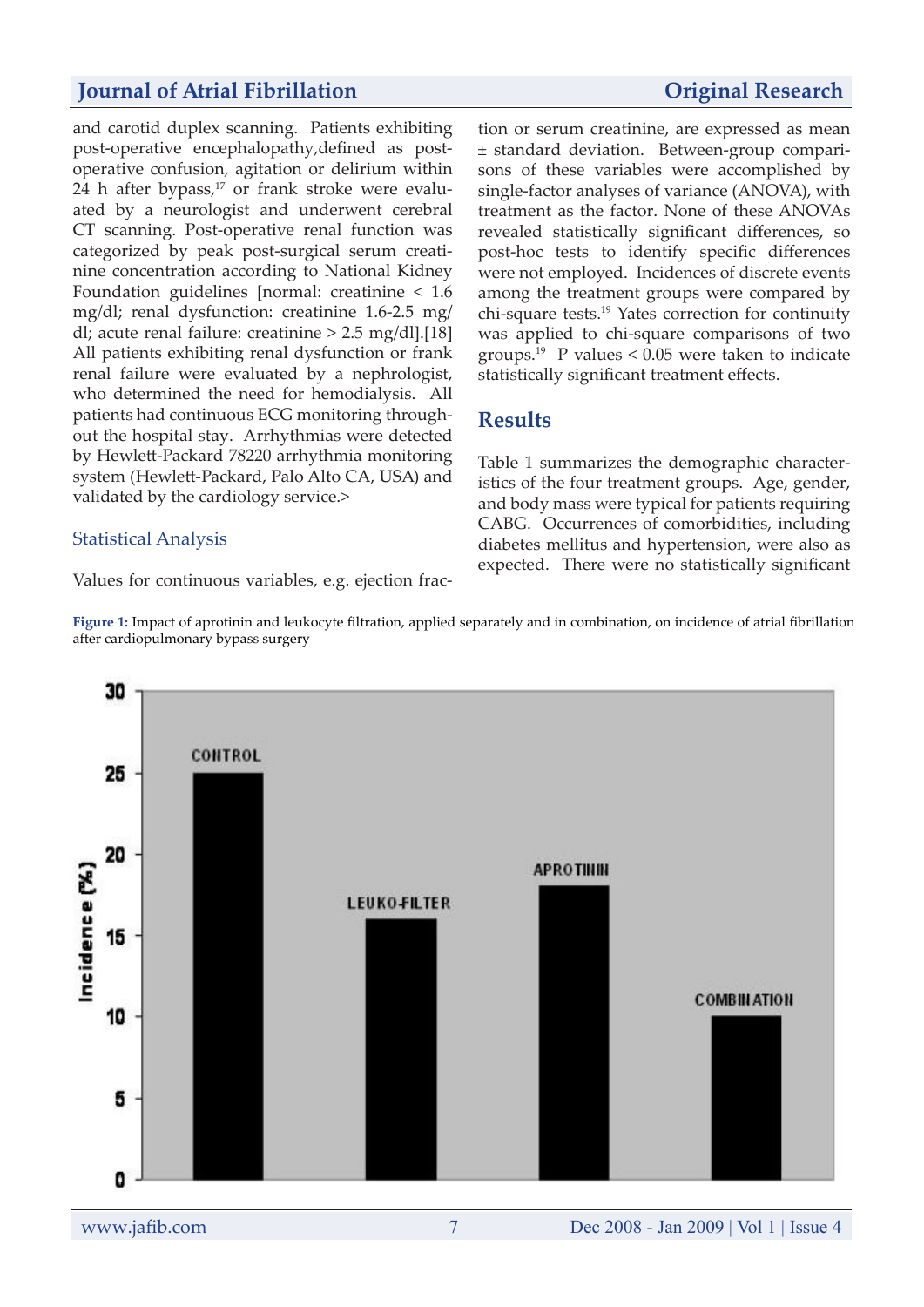and carotid duplex scanning. Patients exhibiting post-operative encephalopathy,defined as post-operative confusion, agitation or delirium within 24 h after bypass,[17] or frank stroke were evaluated by a neurologist and underwent cerebral CT scanning. Post-operative renal function was categorized by peak post-surgical serum creatinine concentration according to National Kidney Foundation guidelines [normal: creatinine < 1.6 mg/dl; renal dysfunction: creatinine 1.6-2.5 mg/dl; acute renal failure: creatinine > 2.5 mg/dl].[18] All patients exhibiting renal dysfunction or frank renal failure were evaluated by a nephrologist, who determined the need for hemodialysis. All patients had continuous ECG monitoring throughout the hospital stay. Arrhythmias were detected by Hewlett-Packard 78220 arrhythmia monitoring system (Hewlett-Packard, Palo Alto CA, USA) and validated by the cardiology service.>

### Statistical Analysis

Values for continuous variables, e.g. ejection fraction or serum creatinine, are expressed as mean ± standard deviation. Between-group comparisons of these variables were accomplished by single-factor analyses of variance (ANOVA), with treatment as the factor. None of these ANOVAs revealed statistically significant differences, so post-hoc tests to identify specific differences were not employed. Incidences of discrete events among the treatment groups were compared by chi-square tests.[19] Yates correction for continuity was applied to chi-square comparisons of two groups.[19] P values < 0.05 were taken to indicate statistically significant treatment effects.

## Results

Table 1 summarizes the demographic characteristics of the four treatment groups. Age, gender, and body mass were typical for patients requiring CABG. Occurrences of comorbidities, including diabetes mellitus and hypertension, were also as expected. There were no statistically significant

**Figure 1:** Impact of aprotinin and leukocyte filtration, applied separately and in combination, on incidence of atrial fibrillation after cardiopulmonary bypass surgery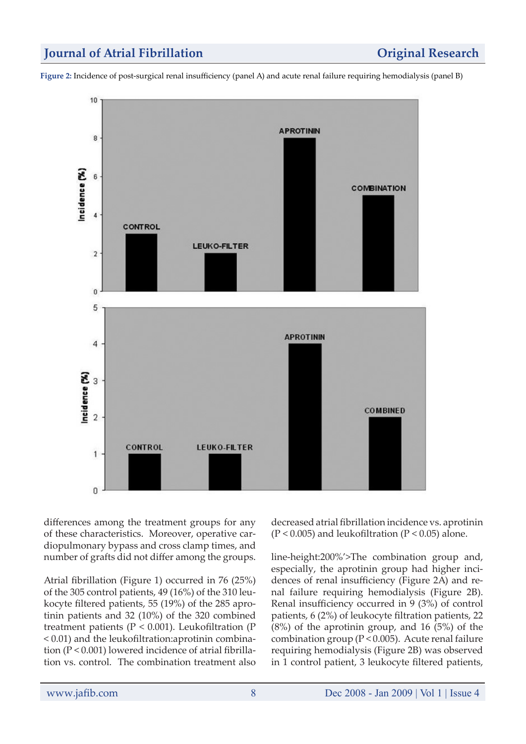**Figure 2:** Incidence of post-surgical renal insufficiency (panel A) and acute renal failure requiring hemodialysis (panel B)

differences among the treatment groups for any of these characteristics. Moreover, operative cardiopulmonary bypass and cross clamp times, and number of grafts did not differ among the groups.

Atrial fibrillation (Figure 1) occurred in 76 (25%) of the 305 control patients, 49 (16%) of the 310 leukocyte filtered patients, 55 (19%) of the 285 aprotinin patients and 32 (10%) of the 320 combined treatment patients ($P < 0.001$). Leukofiltration ($P < 0.01$) and the leukofiltration:aprotinin combination ($P < 0.001$) lowered incidence of atrial fibrillation vs. control. The combination treatment also decreased atrial fibrillation incidence vs. aprotinin ($P < 0.005$) and leukofiltration ($P < 0.05$) alone.

line-height:200%'>The combination group and, especially, the aprotinin group had higher incidences of renal insufficiency (Figure 2A) and renal failure requiring hemodialysis (Figure 2B). Renal insufficiency occurred in 9 (3%) of control patients, 6 (2%) of leukocyte filtration patients, 22 (8%) of the aprotinin group, and 16 (5%) of the combination group ($P < 0.005$). Acute renal failure requiring hemodialysis (Figure 2B) was observed in 1 control patient, 3 leukocyte filtered patients,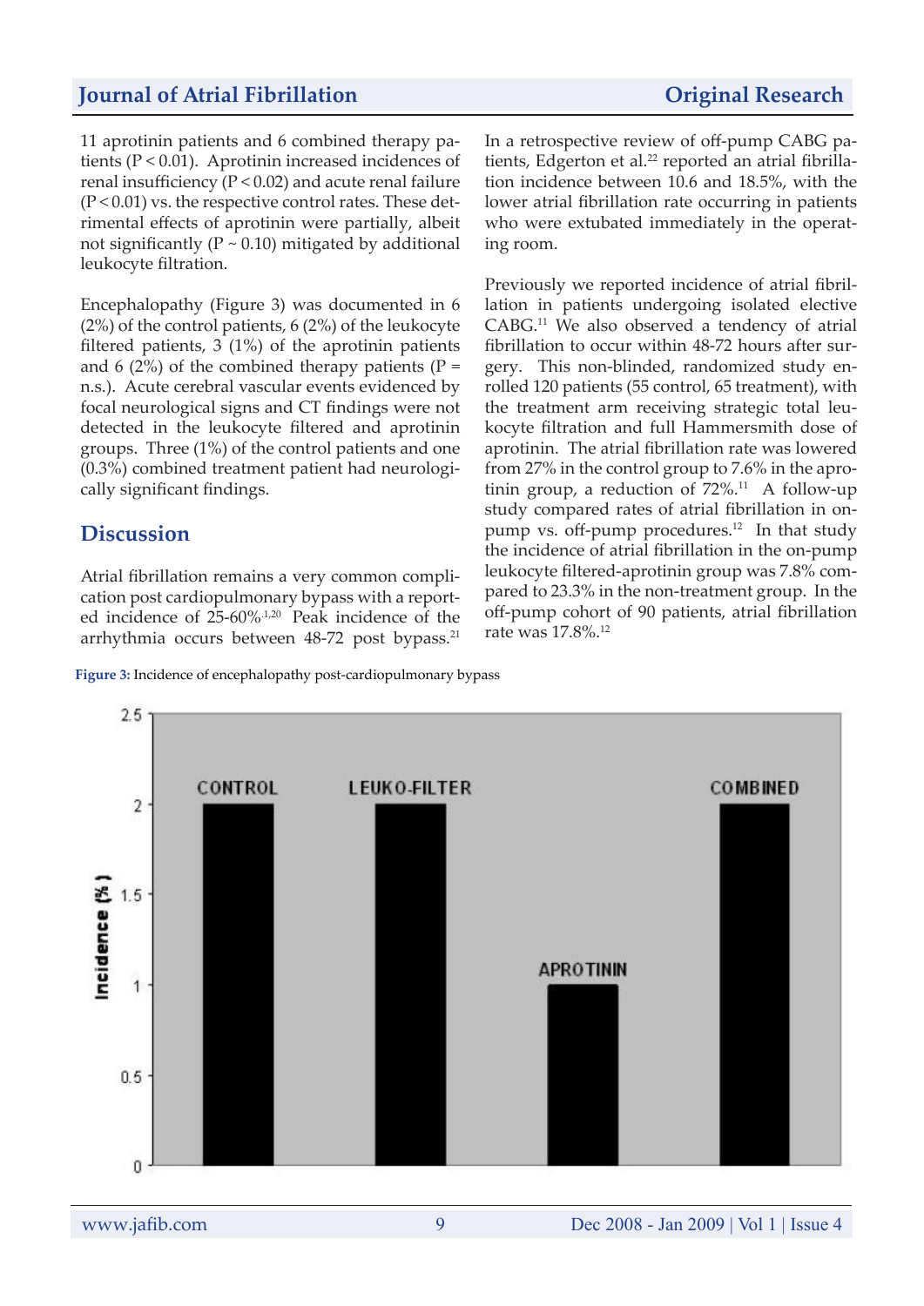11 aprotinin patients and 6 combined therapy patients (P < 0.01). Aprotinin increased incidences of renal insufficiency (P < 0.02) and acute renal failure (P < 0.01) vs. the respective control rates. These detrimental effects of aprotinin were partially, albeit not significantly (P ~ 0.10) mitigated by additional leukocyte filtration.

Encephalopathy (Figure 3) was documented in 6 (2%) of the control patients, 6 (2%) of the leukocyte filtered patients, 3 (1%) of the aprotinin patients and 6 (2%) of the combined therapy patients (P = n.s.). Acute cerebral vascular events evidenced by focal neurological signs and CT findings were not detected in the leukocyte filtered and aprotinin groups. Three (1%) of the control patients and one (0.3%) combined treatment patient had neurologically significant findings.

## Discussion

Atrial fibrillation remains a very common complication post cardiopulmonary bypass with a reported incidence of 25-60%.[1,20] Peak incidence of the arrhythmia occurs between 48-72 post bypass.[21] In a retrospective review of off-pump CABG patients, Edgerton et al.[22] reported an atrial fibrillation incidence between 10.6 and 18.5%, with the lower atrial fibrillation rate occurring in patients who were extubated immediately in the operating room.

Previously we reported incidence of atrial fibrillation in patients undergoing isolated elective CABG.[11] We also observed a tendency of atrial fibrillation to occur within 48-72 hours after surgery. This non-blinded, randomized study enrolled 120 patients (55 control, 65 treatment), with the treatment arm receiving strategic total leukocyte filtration and full Hammersmith dose of aprotinin. The atrial fibrillation rate was lowered from 27% in the control group to 7.6% in the aprotinin group, a reduction of 72%.[11] A follow-up study compared rates of atrial fibrillation in on-pump vs. off-pump procedures.[12] In that study the incidence of atrial fibrillation in the on-pump leukocyte filtered-aprotinin group was 7.8% compared to 23.3% in the non-treatment group. In the off-pump cohort of 90 patients, atrial fibrillation rate was 17.8%.[12]

**Figure 3:** Incidence of encephalopathy post-cardiopulmonary bypass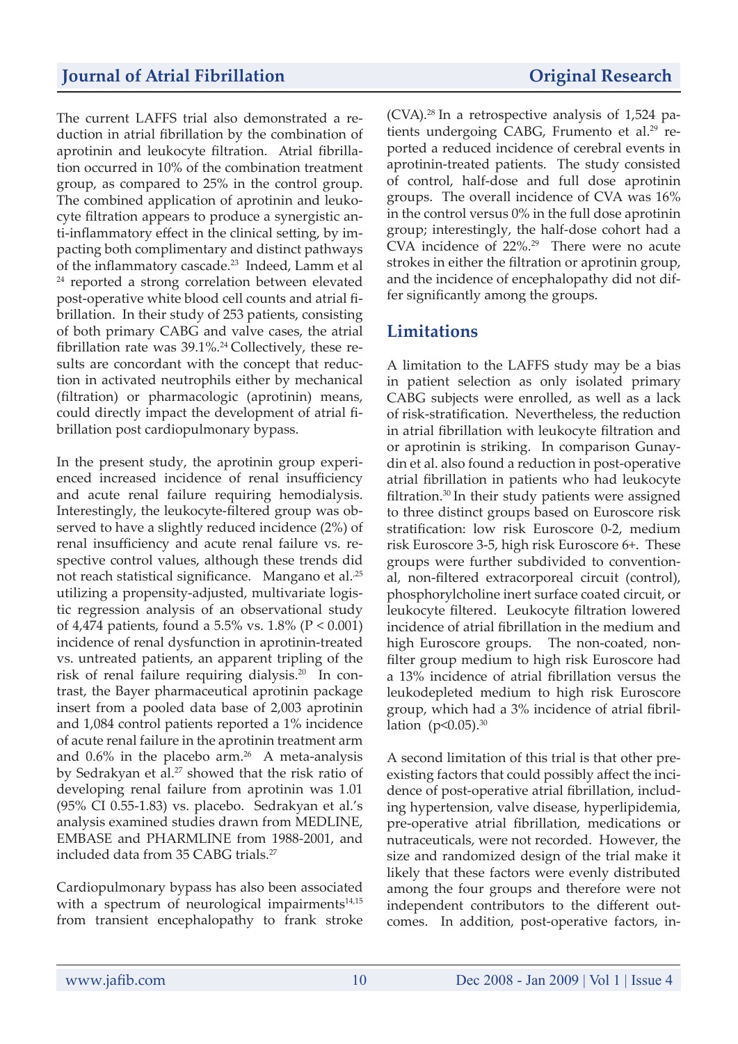The current LAFFS trial also demonstrated a reduction in atrial fibrillation by the combination of aprotinin and leukocyte filtration. Atrial fibrillation occurred in 10% of the combination treatment group, as compared to 25% in the control group. The combined application of aprotinin and leukocyte filtration appears to produce a synergistic anti-inflammatory effect in the clinical setting, by impacting both complimentary and distinct pathways of the inflammatory cascade.[23] Indeed, Lamm et al [24] reported a strong correlation between elevated post-operative white blood cell counts and atrial fibrillation. In their study of 253 patients, consisting of both primary CABG and valve cases, the atrial fibrillation rate was 39.1%.[24] Collectively, these results are concordant with the concept that reduction in activated neutrophils either by mechanical (filtration) or pharmacologic (aprotinin) means, could directly impact the development of atrial fibrillation post cardiopulmonary bypass.

In the present study, the aprotinin group experienced increased incidence of renal insufficiency and acute renal failure requiring hemodialysis. Interestingly, the leukocyte-filtered group was observed to have a slightly reduced incidence (2%) of renal insufficiency and acute renal failure vs. respective control values, although these trends did not reach statistical significance. Mangano et al.[25] utilizing a propensity-adjusted, multivariate logistic regression analysis of an observational study of 4,474 patients, found a 5.5% vs. 1.8% ($P < 0.001$) incidence of renal dysfunction in aprotinin-treated vs. untreated patients, an apparent tripling of the risk of renal failure requiring dialysis.[20] In contrast, the Bayer pharmaceutical aprotinin package insert from a pooled data base of 2,003 aprotinin and 1,084 control patients reported a 1% incidence of acute renal failure in the aprotinin treatment arm and 0.6% in the placebo arm.[26] A meta-analysis by Sedrakyan et al.[27] showed that the risk ratio of developing renal failure from aprotinin was 1.01 (95% CI 0.55-1.83) vs. placebo. Sedrakyan et al.'s analysis examined studies drawn from MEDLINE, EMBASE and PHARMLINE from 1988-2001, and included data from 35 CABG trials.[27]

Cardiopulmonary bypass has also been associated with a spectrum of neurological impairments[14,15] from transient encephalopathy to frank stroke (CVA).[28] In a retrospective analysis of 1,524 patients undergoing CABG, Frumento et al.[29] reported a reduced incidence of cerebral events in aprotinin-treated patients. The study consisted of control, half-dose and full dose aprotinin groups. The overall incidence of CVA was 16% in the control versus 0% in the full dose aprotinin group; interestingly, the half-dose cohort had a CVA incidence of 22%.[29] There were no acute strokes in either the filtration or aprotinin group, and the incidence of encephalopathy did not differ significantly among the groups.

## Limitations

A limitation to the LAFFS study may be a bias in patient selection as only isolated primary CABG subjects were enrolled, as well as a lack of risk-stratification. Nevertheless, the reduction in atrial fibrillation with leukocyte filtration and or aprotinin is striking. In comparison Gunaydin et al. also found a reduction in post-operative atrial fibrillation in patients who had leukocyte filtration.[30] In their study patients were assigned to three distinct groups based on Euroscore risk stratification: low risk Euroscore 0-2, medium risk Euroscore 3-5, high risk Euroscore 6+. These groups were further subdivided to conventional, non-filtered extracorporeal circuit (control), phosphorylcholine inert surface coated circuit, or leukocyte filtered. Leukocyte filtration lowered incidence of atrial fibrillation in the medium and high Euroscore groups. The non-coated, non-filter group medium to high risk Euroscore had a 13% incidence of atrial fibrillation versus the leukodepleted medium to high risk Euroscore group, which had a 3% incidence of atrial fibrillation ($p<0.05$).[30]

A second limitation of this trial is that other preexisting factors that could possibly affect the incidence of post-operative atrial fibrillation, including hypertension, valve disease, hyperlipidemia, pre-operative atrial fibrillation, medications or nutraceuticals, were not recorded. However, the size and randomized design of the trial make it likely that these factors were evenly distributed among the four groups and therefore were not independent contributors to the different outcomes. In addition, post-operative factors, in-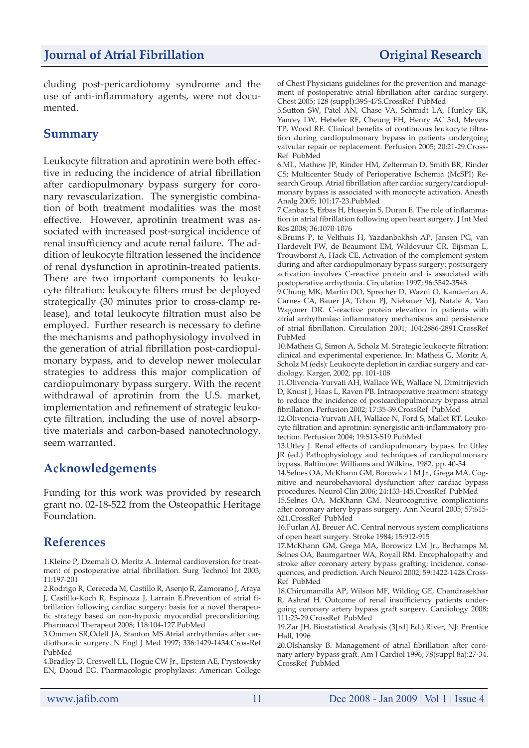cluding post-pericardiotomy syndrome and the use of anti-inflammatory agents, were not documented.

## Summary

Leukocyte filtration and aprotinin were both effective in reducing the incidence of atrial fibrillation after cardiopulmonary bypass surgery for coronary revascularization. The synergistic combination of both treatment modalities was the most effective. However, aprotinin treatment was associated with increased post-surgical incidence of renal insufficiency and acute renal failure. The addition of leukocyte filtration lessened the incidence of renal dysfunction in aprotinin-treated patients. There are two important components to leukocyte filtration: leukocyte filters must be deployed strategically (30 minutes prior to cross-clamp release), and total leukocyte filtration must also be employed. Further research is necessary to define the mechanisms and pathophysiology involved in the generation of atrial fibrillation post-cardiopulmonary bypass, and to develop newer molecular strategies to address this major complication of cardiopulmonary bypass surgery. With the recent withdrawal of aprotinin from the U.S. market, implementation and refinement of strategic leukocyte filtration, including the use of novel absorptive materials and carbon-based nanotechnology, seem warranted.

## Acknowledgements

Funding for this work was provided by research grant no. 02-18-522 from the Osteopathic Heritage Foundation.

## References

1.Kleine P, Dzemali O, Moritz A. Internal cardioversion for treatment of postoperative atrial fibrillation. Surg Technol Int 2003; 11:197-201

2.Rodrigo R, Cereceda M, Castillo R, Asenjo R, Zamorano J, Araya J, Castillo-Koch R, Espinoza J, Larrain E.Prevention of atrial fibrillation following cardiac surgery: basis for a novel therapeutic strategy based on non-hypoxic myocardial preconditioning. Pharmacol Therapeut 2008; 118:104-127.PubMed

3.Ommen SR,Odell JA, Stanton MS.Atrial arrhythmias after cardiothoracic surgery. N Engl J Med 1997; 336:1429-1434.CrossRef PubMed

4.Bradley D, Creswell LL, Hogue CW Jr., Epstein AE, Prystowsky EN, Daoud EG. Pharmacologic prophylaxis: American College of Chest Physicians guidelines for the prevention and management of postoperative atrial fibrillation after cardiac surgery. Chest 2005; 128 (suppl):39S-47S.CrossRef PubMed

5.Sutton SW, Patel AN, Chase VA, Schmidt LA, Hunley EK, Yancey LW, Hebeler RF, Cheung EH, Henry AC 3rd, Meyers TP, Wood RE. Clinical benefits of continuous leukocyte filtration during cardiopulmonary bypass in patients undergoing valvular repair or replacement. Perfusion 2005; 20:21-29.CrossRef PubMed

6.ML, Mathew JP, Rinder HM, Zelterman D, Smith BR, Rinder CS; Multicenter Study of Perioperative Ischemia (McSPI) Research Group. Atrial fibrillation after cardiac surgery/cardiopulmonary bypass is associated with monocyte activation. Anesth Analg 2005; 101:17-23.PubMed

7.Canbaz S, Erbas H, Huseyin S, Duran E. The role of inflammation in atrial fibrillation following open heart surgery. J Int Med Res 2008; 36:1070-1076

8.Bruins P, te Velthuis H, Yazdanbakhsh AP, Jansen PG, van Hardevelt FW, de Beaumont EM, Wildevuur CR, Eijsman L, Trouwborst A, Hack CE. Activation of the complement system during and after cardiopulmonary bypass surgery: postsurgery activation involves C-reactive protein and is associated with postoperative arrhythmia. Circulation 1997; 96:3542-3548

9.Chung MK, Martin DO, Sprecher D, Wazni O, Kanderian A, Carnes CA, Bauer JA, Tchou PJ, Niebauer MJ, Natale A, Van Wagoner DR. C-reactive protein elevation in patients with atrial arrhythmias: inflammatory mechanisms and persistence of atrial fibrillation. Circulation 2001; 104:2886-2891.CrossRef PubMed

10.Matheis G, Simon A, Scholz M. Strategic leukocyte filtration: clinical and experimental experience. In: Matheis G, Moritz A, Scholz M (eds): Leukocyte depletion in cardiac surgery and cardiology. Karger, 2002, pp. 101-108

11.Olivencia-Yurvati AH, Wallace WE, Wallace N, Dimitrijevich D, Knust J, Haas L, Raven PB. Intraoperative treatment strategy to reduce the incidence of postcardiopulmonary bypass atrial fibrillation. Perfusion 2002; 17:35-39.CrossRef PubMed

12.Olivencia-Yurvati AH, Wallace N, Ford S, Mallet RT. Leukocyte filtration and aprotinin: synergistic anti-inflammatory protection. Perfusion 2004; 19:S13-S19.PubMed

13.Utley J. Renal effects of cardiopulmonary bypass. In: Utley JR (ed.) Pathophysiology and techniques of cardiopulmonary bypass. Baltimore: Williams and Wilkins, 1982, pp. 40-54

14.Selnes OA, McKhann GM, Borowicz LM Jr., Grega MA. Cognitive and neurobehavioral dysfunction after cardiac bypass procedures. Neurol Clin 2006; 24:133-145.CrossRef PubMed

15.Selnes OA, McKhann GM. Neurocognitive complications after coronary artery bypass surgery. Ann Neurol 2005; 57:615-621.CrossRef PubMed

16.Furlan AJ, Breuer AC. Central nervous system complications of open heart surgery. Stroke 1984; 15:912-915

17.McKhann GM, Grega MA, Borowicz LM Jr., Bechamps M, Selnes OA, Baumgartner WA, Royall RM. Encephalopathy and stroke after coronary artery bypass grafting: incidence, consequences, and prediction. Arch Neurol 2002; 59:1422-1428.CrossRef PubMed

18.Chirumamilla AP, Wilson MF, Wilding GE, Chandrasekhar R, Ashraf H. Outcome of renal insufficiency patients undergoing coronary artery bypass graft surgery. Cardiology 2008; 111:23-29.CrossRef PubMed

19.Zar JH. Biostatistical Analysis (3[rd] Ed.).River, NJ: Prentice Hall, 1996

20.Olshansky B. Management of atrial fibrillation after coronary artery bypass graft. Am J Cardiol 1996; 78(suppl 8a):27-34. CrossRef PubMed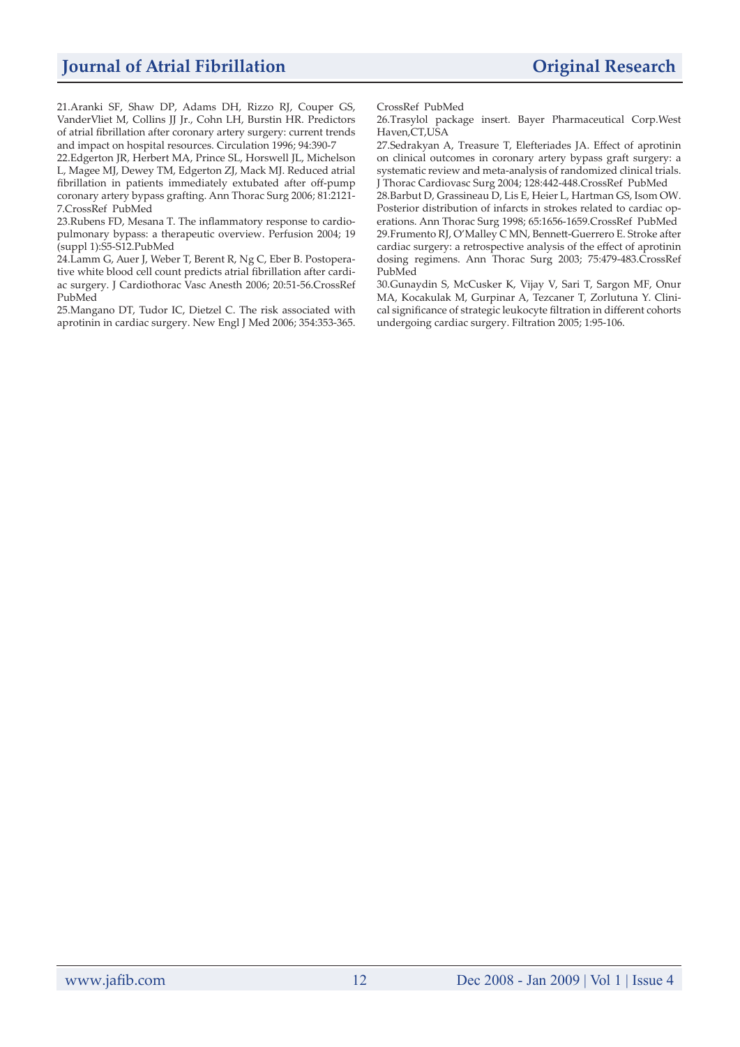21.Aranki SF, Shaw DP, Adams DH, Rizzo RJ, Couper GS, VanderVliet M, Collins JJ Jr., Cohn LH, Burstin HR. Predictors of atrial fibrillation after coronary artery surgery: current trends and impact on hospital resources. Circulation 1996; 94:390-7

22.Edgerton JR, Herbert MA, Prince SL, Horswell JL, Michelson L, Magee MJ, Dewey TM, Edgerton ZJ, Mack MJ. Reduced atrial fibrillation in patients immediately extubated after off-pump coronary artery bypass grafting. Ann Thorac Surg 2006; 81:2121-7.CrossRef PubMed

23.Rubens FD, Mesana T. The inflammatory response to cardiopulmonary bypass: a therapeutic overview. Perfusion 2004; 19 (suppl 1):S5-S12.PubMed

24.Lamm G, Auer J, Weber T, Berent R, Ng C, Eber B. Postoperative white blood cell count predicts atrial fibrillation after cardiac surgery. J Cardiothorac Vasc Anesth 2006; 20:51-56.CrossRef PubMed

25.Mangano DT, Tudor IC, Dietzel C. The risk associated with aprotinin in cardiac surgery. New Engl J Med 2006; 354:353-365. CrossRef PubMed

26.Trasylol package insert. Bayer Pharmaceutical Corp.West Haven,CT,USA

27.Sedrakyan A, Treasure T, Elefteriades JA. Effect of aprotinin on clinical outcomes in coronary artery bypass graft surgery: a systematic review and meta-analysis of randomized clinical trials. J Thorac Cardiovasc Surg 2004; 128:442-448.CrossRef PubMed

28.Barbut D, Grassineau D, Lis E, Heier L, Hartman GS, Isom OW. Posterior distribution of infarcts in strokes related to cardiac operations. Ann Thorac Surg 1998; 65:1656-1659.CrossRef PubMed

29.Frumento RJ, O'Malley C MN, Bennett-Guerrero E. Stroke after cardiac surgery: a retrospective analysis of the effect of aprotinin dosing regimens. Ann Thorac Surg 2003; 75:479-483.CrossRef PubMed

30.Gunaydin S, McCusker K, Vijay V, Sari T, Sargon MF, Onur MA, Kocakulak M, Gurpinar A, Tezcaner T, Zorlutuna Y. Clinical significance of strategic leukocyte filtration in different cohorts undergoing cardiac surgery. Filtration 2005; 1:95-106.